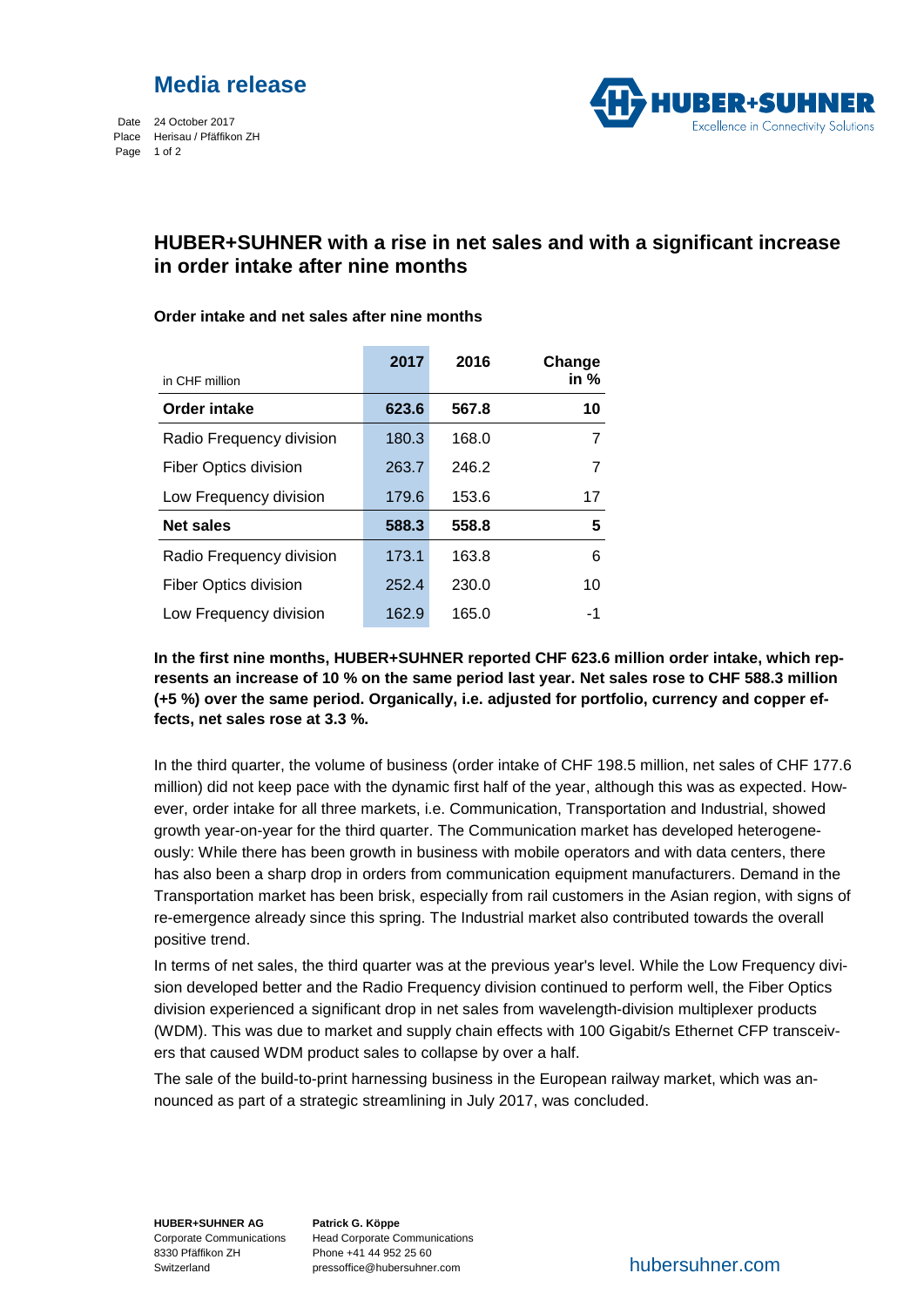# Media release

Date 24 October 2017
Place Herisau / Pfäffikon ZH

## HUBER+SUHNER with a rise in net sales and with a significant increase in order intake after nine months

**Order intake and net sales after nine months**

| in CHF million | 2017 | 2016 | Change in % |
|---|---|---|---|
| **Order intake** | **623.6** | **567.8** | **10** |
| Radio Frequency division | 180.3 | 168.0 | 7 |
| Fiber Optics division | 263.7 | 246.2 | 7 |
| Low Frequency division | 179.6 | 153.6 | 17 |
| **Net sales** | **588.3** | **558.8** | **5** |
| Radio Frequency division | 173.1 | 163.8 | 6 |
| Fiber Optics division | 252.4 | 230.0 | 10 |
| Low Frequency division | 162.9 | 165.0 | -1 |

**In the first nine months, HUBER+SUHNER reported CHF 623.6 million order intake, which represents an increase of 10 % on the same period last year. Net sales rose to CHF 588.3 million (+5 %) over the same period. Organically, i.e. adjusted for portfolio, currency and copper effects, net sales rose at 3.3 %.**

In the third quarter, the volume of business (order intake of CHF 198.5 million, net sales of CHF 177.6 million) did not keep pace with the dynamic first half of the year, although this was as expected. However, order intake for all three markets, i.e. Communication, Transportation and Industrial, showed growth year-on-year for the third quarter. The Communication market has developed heterogeneously: While there has been growth in business with mobile operators and with data centers, there has also been a sharp drop in orders from communication equipment manufacturers. Demand in the Transportation market has been brisk, especially from rail customers in the Asian region, with signs of re-emergence already since this spring. The Industrial market also contributed towards the overall positive trend.

In terms of net sales, the third quarter was at the previous year's level. While the Low Frequency division developed better and the Radio Frequency division continued to perform well, the Fiber Optics division experienced a significant drop in net sales from wavelength-division multiplexer products (WDM). This was due to market and supply chain effects with 100 Gigabit/s Ethernet CFP transceivers that caused WDM product sales to collapse by over a half.

The sale of the build-to-print harnessing business in the European railway market, which was announced as part of a strategic streamlining in July 2017, was concluded.

**HUBER+SUHNER AG**
Corporate Communications
8330 Pfäffikon ZH
Switzerland

**Patrick G. Köppe**
Head Corporate Communications
Phone +41 44 952 25 60
pressoffice@hubersuhner.com

hubersuhner.com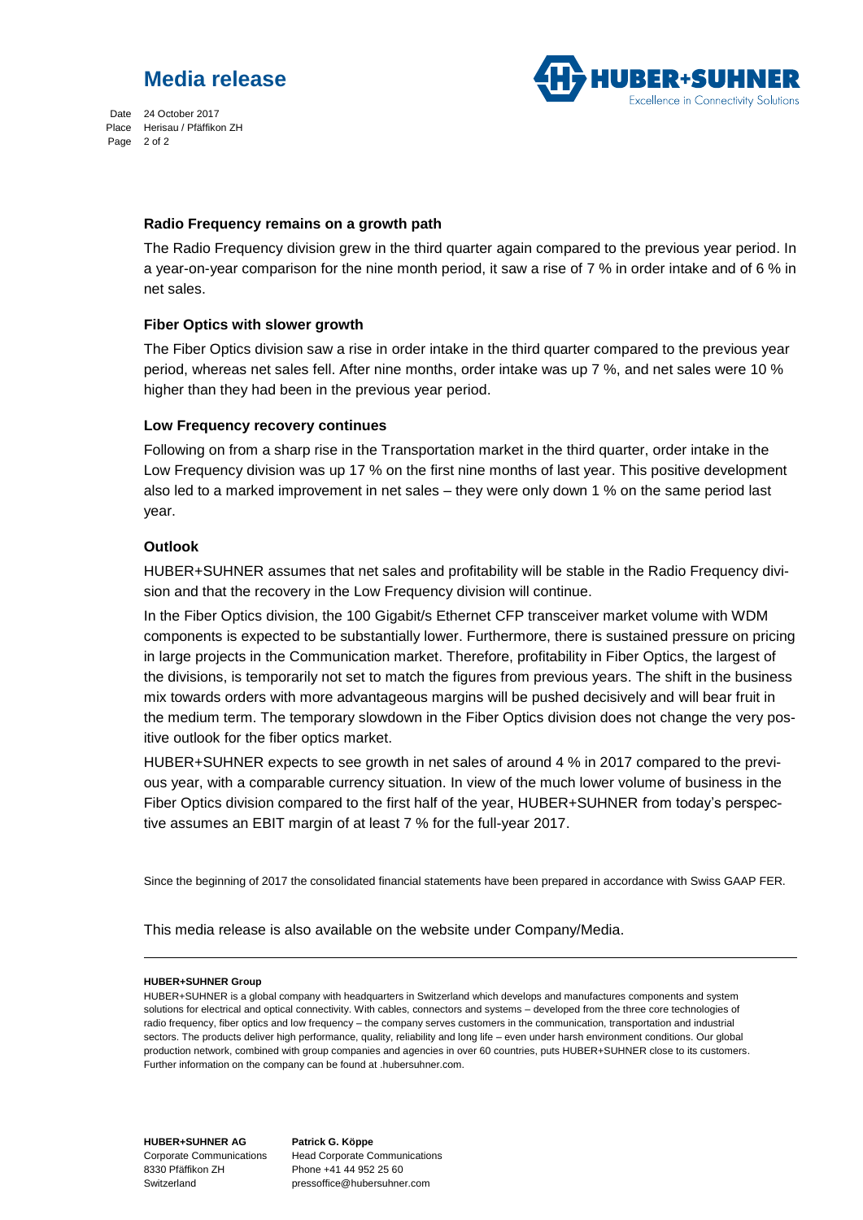### Radio Frequency remains on a growth path

The Radio Frequency division grew in the third quarter again compared to the previous year period. In a year-on-year comparison for the nine month period, it saw a rise of 7 % in order intake and of 6 % in net sales.

### Fiber Optics with slower growth

The Fiber Optics division saw a rise in order intake in the third quarter compared to the previous year period, whereas net sales fell. After nine months, order intake was up 7 %, and net sales were 10 % higher than they had been in the previous year period.

### Low Frequency recovery continues

Following on from a sharp rise in the Transportation market in the third quarter, order intake in the Low Frequency division was up 17 % on the first nine months of last year. This positive development also led to a marked improvement in net sales – they were only down 1 % on the same period last year.

### Outlook

HUBER+SUHNER assumes that net sales and profitability will be stable in the Radio Frequency division and that the recovery in the Low Frequency division will continue.

In the Fiber Optics division, the 100 Gigabit/s Ethernet CFP transceiver market volume with WDM components is expected to be substantially lower. Furthermore, there is sustained pressure on pricing in large projects in the Communication market. Therefore, profitability in Fiber Optics, the largest of the divisions, is temporarily not set to match the figures from previous years. The shift in the business mix towards orders with more advantageous margins will be pushed decisively and will bear fruit in the medium term. The temporary slowdown in the Fiber Optics division does not change the very positive outlook for the fiber optics market.

HUBER+SUHNER expects to see growth in net sales of around 4 % in 2017 compared to the previous year, with a comparable currency situation. In view of the much lower volume of business in the Fiber Optics division compared to the first half of the year, HUBER+SUHNER from today's perspective assumes an EBIT margin of at least 7 % for the full-year 2017.

Since the beginning of 2017 the consolidated financial statements have been prepared in accordance with Swiss GAAP FER.

This media release is also available on the website under Company/Media.

---

**HUBER+SUHNER Group**

HUBER+SUHNER is a global company with headquarters in Switzerland which develops and manufactures components and system solutions for electrical and optical connectivity. With cables, connectors and systems – developed from the three core technologies of radio frequency, fiber optics and low frequency – the company serves customers in the communication, transportation and industrial sectors. The products deliver high performance, quality, reliability and long life – even under harsh environment conditions. Our global production network, combined with group companies and agencies in over 60 countries, puts HUBER+SUHNER close to its customers. Further information on the company can be found at .hubersuhner.com.

**HUBER+SUHNER AG**
Corporate Communications
8330 Pfäffikon ZH
Switzerland

**Patrick G. Köppe**
Head Corporate Communications
Phone +41 44 952 25 60
pressoffice@hubersuhner.com